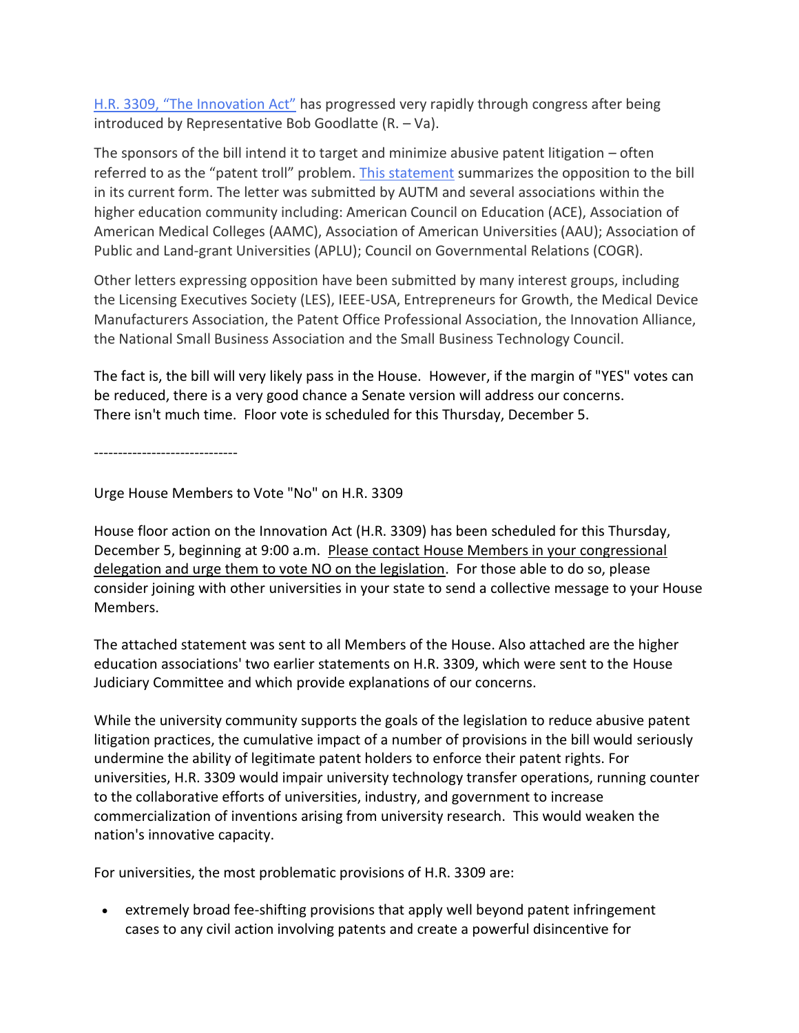H.R. 3309, "The Innovation Act" has progressed very rapidly through congress after being introduced by Representative Bob Goodlatte (R. – Va).

The sponsors of the bill intend it to target and minimize abusive patent litigation – often referred to as the "patent troll" problem. This statement summarizes the opposition to the bill in its current form. The letter was submitted by AUTM and several associations within the higher education community including: American Council on Education (ACE), Association of American Medical Colleges (AAMC), Association of American Universities (AAU); Association of Public and Land-grant Universities (APLU); Council on Governmental Relations (COGR).

Other letters expressing opposition have been submitted by many interest groups, including the Licensing Executives Society (LES), IEEE-USA, Entrepreneurs for Growth, the Medical Device Manufacturers Association, the Patent Office Professional Association, the Innovation Alliance, the National Small Business Association and the Small Business Technology Council.

The fact is, the bill will very likely pass in the House. However, if the margin of "YES" votes can be reduced, there is a very good chance a Senate version will address our concerns. There isn't much time. Floor vote is scheduled for this Thursday, December 5.

------------------------------

Urge House Members to Vote "No" on H.R. 3309

House floor action on the Innovation Act (H.R. 3309) has been scheduled for this Thursday, December 5, beginning at 9:00 a.m. Please contact House Members in your congressional delegation and urge them to vote NO on the legislation. For those able to do so, please consider joining with other universities in your state to send a collective message to your House Members.

The attached statement was sent to all Members of the House. Also attached are the higher education associations' two earlier statements on H.R. 3309, which were sent to the House Judiciary Committee and which provide explanations of our concerns.

While the university community supports the goals of the legislation to reduce abusive patent litigation practices, the cumulative impact of a number of provisions in the bill would seriously undermine the ability of legitimate patent holders to enforce their patent rights. For universities, H.R. 3309 would impair university technology transfer operations, running counter to the collaborative efforts of universities, industry, and government to increase commercialization of inventions arising from university research. This would weaken the nation's innovative capacity.

For universities, the most problematic provisions of H.R. 3309 are:

- extremely broad fee-shifting provisions that apply well beyond patent infringement cases to any civil action involving patents and create a powerful disincentive for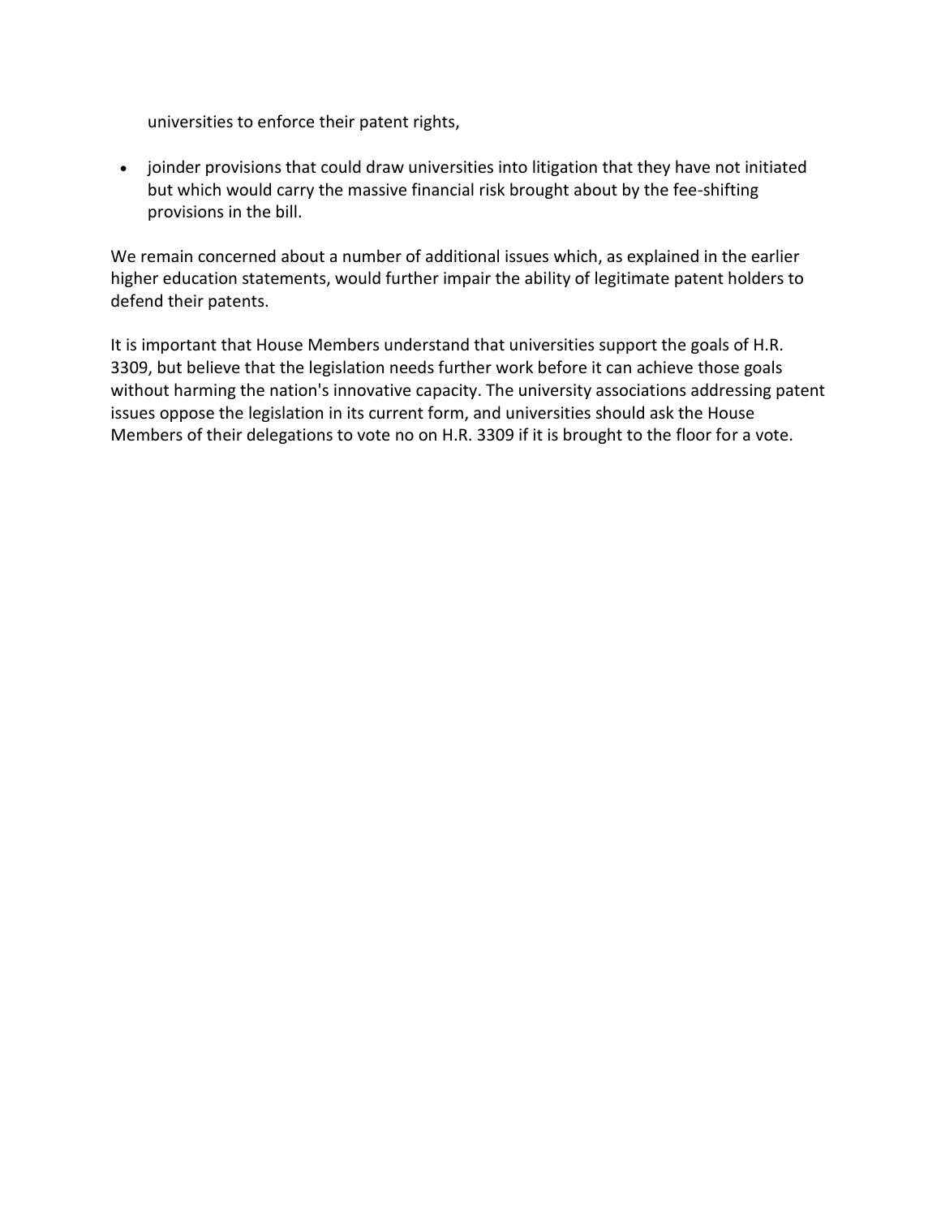universities to enforce their patent rights,

- joinder provisions that could draw universities into litigation that they have not initiated but which would carry the massive financial risk brought about by the fee-shifting provisions in the bill.

We remain concerned about a number of additional issues which, as explained in the earlier higher education statements, would further impair the ability of legitimate patent holders to defend their patents.

It is important that House Members understand that universities support the goals of H.R. 3309, but believe that the legislation needs further work before it can achieve those goals without harming the nation's innovative capacity. The university associations addressing patent issues oppose the legislation in its current form, and universities should ask the House Members of their delegations to vote no on H.R. 3309 if it is brought to the floor for a vote.